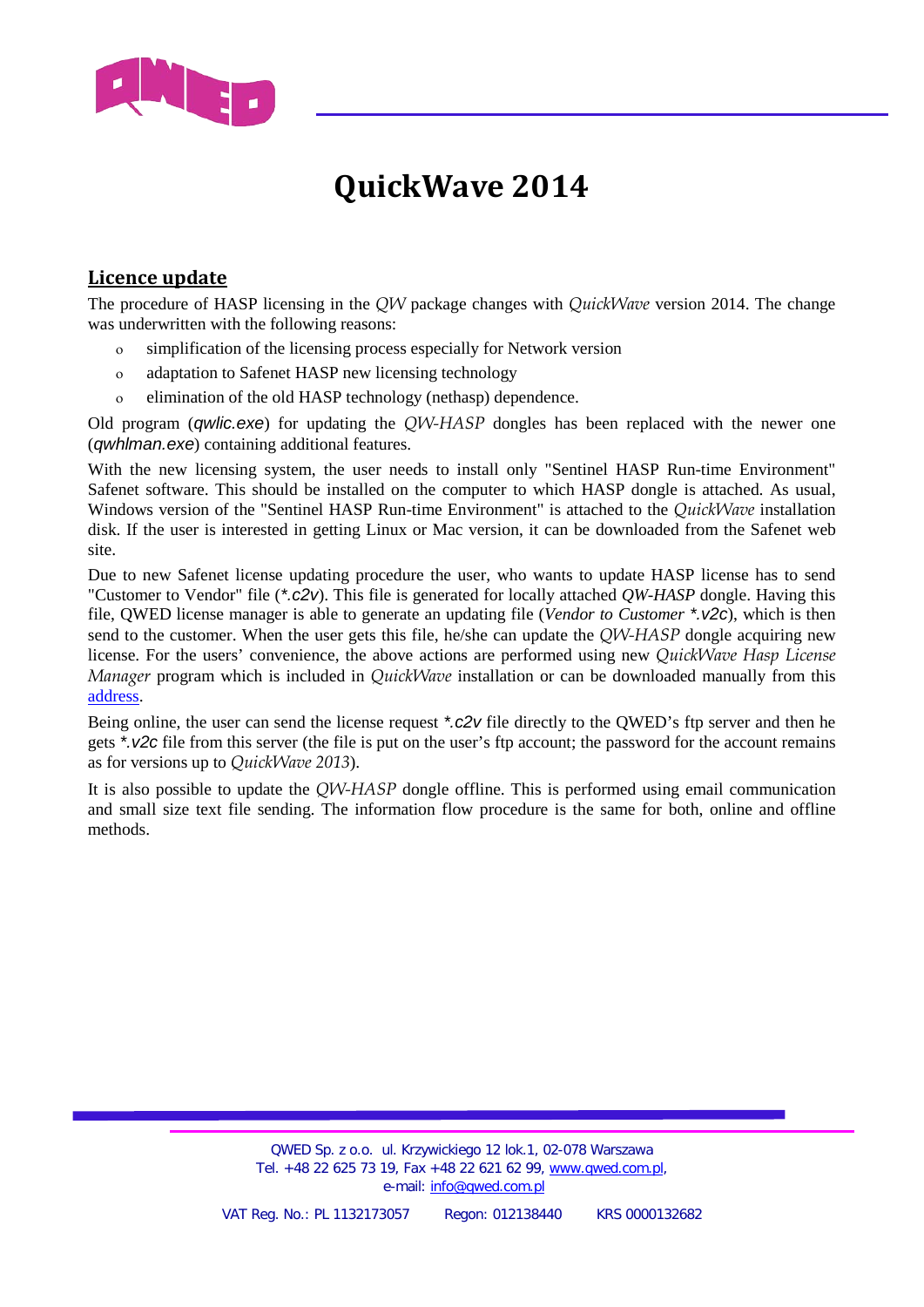# QuickWave 2014

## Licence update

The procedure of HASP licensing in the *QW* package changes with *QuickWave* version 2014. The change was underwritten with the following reasons:

- simplification of the licensing process especially for Network version
- adaptation to Safenet HASP new licensing technology
- elimination of the old HASP technology (nethasp) dependence.

Old program (*qwlic.exe*) for updating the *QW-HASP* dongles has been replaced with the newer one (*qwhlman.exe*) containing additional features.

With the new licensing system, the user needs to install only "Sentinel HASP Run-time Environment" Safenet software. This should be installed on the computer to which HASP dongle is attached. As usual, Windows version of the "Sentinel HASP Run-time Environment" is attached to the *QuickWave* installation disk. If the user is interested in getting Linux or Mac version, it can be downloaded from the Safenet web site.

Due to new Safenet license updating procedure the user, who wants to update HASP license has to send "Customer to Vendor" file (*\*.c2v*). This file is generated for locally attached *QW-HASP* dongle. Having this file, QWED license manager is able to generate an updating file (*Vendor to Customer \*.v2c*), which is then send to the customer. When the user gets this file, he/she can update the *QW-HASP* dongle acquiring new license. For the users' convenience, the above actions are performed using new *QuickWave Hasp License Manager* program which is included in *QuickWave* installation or can be downloaded manually from this address.

Being online, the user can send the license request *\*.c2v* file directly to the QWED's ftp server and then he gets *\*.v2c* file from this server (the file is put on the user's ftp account; the password for the account remains as for versions up to *QuickWave 2013*).

It is also possible to update the *QW-HASP* dongle offline. This is performed using email communication and small size text file sending. The information flow procedure is the same for both, online and offline methods.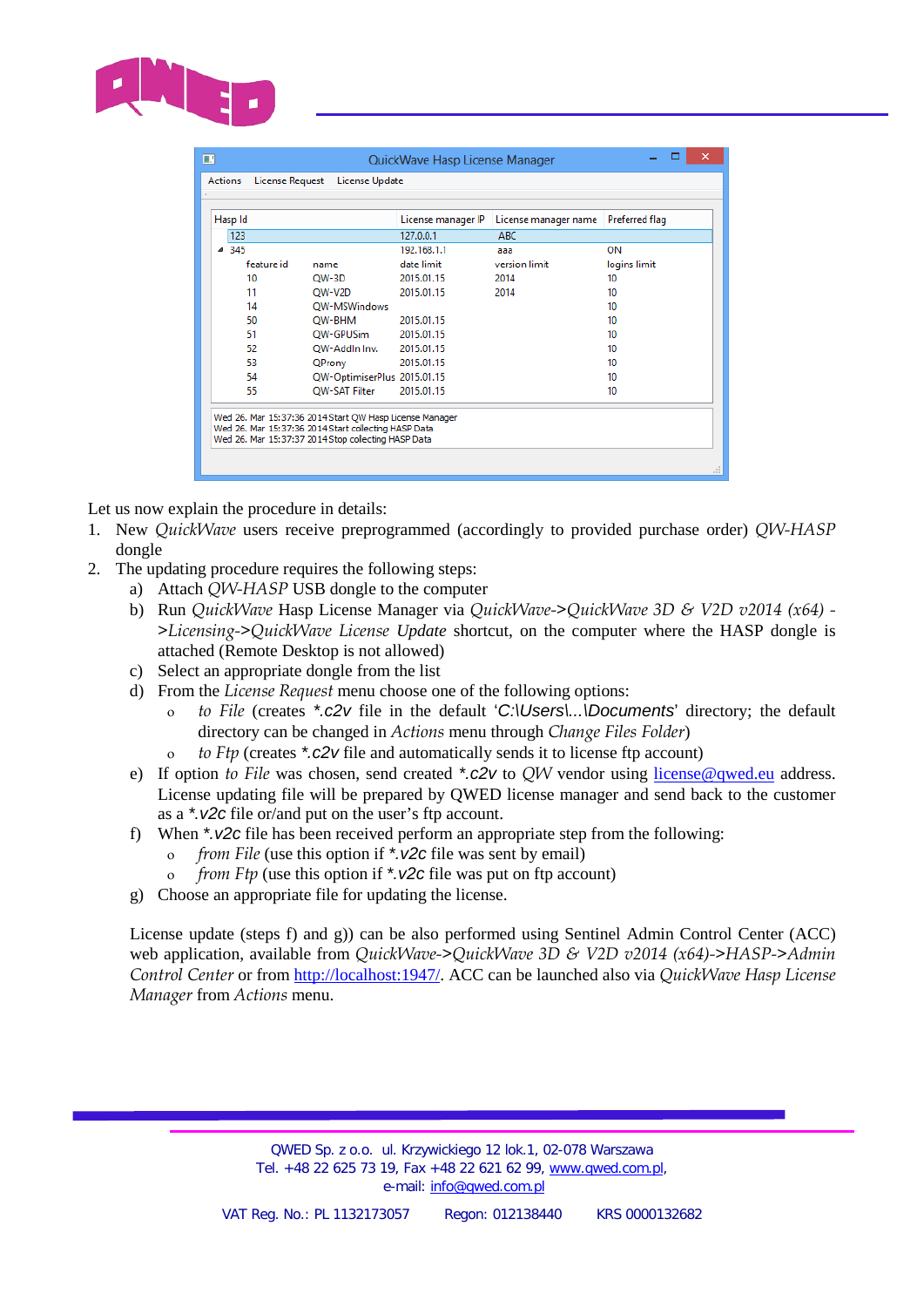QuickWave Hasp License Manager

Actions | License Request | License Update

| Hasp Id | | License manager IP | License manager name | Preferred flag |
|---|---|---|---|---|
| 123 | | 127.0.0.1 | ABC | |
| 345 | | 192.168.1.1 | aaa | ON |
| feature id | name | date limit | version limit | logins limit |
| 10 | QW-3D | 2015.01.15 | 2014 | 10 |
| 11 | QW-V2D | 2015.01.15 | 2014 | 10 |
| 14 | QW-MSWindows | | | 10 |
| 50 | QW-BHM | 2015.01.15 | | 10 |
| 51 | QW-GPUSim | 2015.01.15 | | 10 |
| 52 | QW-AddIn Inv. | 2015.01.15 | | 10 |
| 53 | QProny | 2015.01.15 | | 10 |
| 54 | QW-OptimiserPlus | 2015.01.15 | | 10 |
| 55 | QW-SAT Filter | 2015.01.15 | | 10 |

Wed 26. Mar 15:37:36 2014 Start QW Hasp License Manager
Wed 26. Mar 15:37:36 2014 Start collecting HASP Data
Wed 26. Mar 15:37:37 2014 Stop collecting HASP Data

Let us now explain the procedure in details:

1. New *QuickWave* users receive preprogrammed (accordingly to provided purchase order) *QW-HASP* dongle
2. The updating procedure requires the following steps:
   a) Attach *QW-HASP* USB dongle to the computer
   b) Run *QuickWave* Hasp License Manager via *QuickWave->QuickWave 3D & V2D v2014 (x64) ->Licensing->QuickWave License Update* shortcut, on the computer where the HASP dongle is attached (Remote Desktop is not allowed)
   c) Select an appropriate dongle from the list
   d) From the *License Request* menu choose one of the following options:
      - *to File* (creates *\*.c2v* file in the default '*C:\Users\...\Documents*' directory; the default directory can be changed in *Actions* menu through *Change Files Folder*)
      - *to Ftp* (creates *\*.c2v* file and automatically sends it to license ftp account)
   e) If option *to File* was chosen, send created *\*.c2v* to *QW* vendor using license@qwed.eu address. License updating file will be prepared by QWED license manager and send back to the customer as a *\*.v2c* file or/and put on the user's ftp account.
   f) When *\*.v2c* file has been received perform an appropriate step from the following:
      - *from File* (use this option if *\*.v2c* file was sent by email)
      - *from Ftp* (use this option if *\*.v2c* file was put on ftp account)
   g) Choose an appropriate file for updating the license.

License update (steps f) and g)) can be also performed using Sentinel Admin Control Center (ACC) web application, available from *QuickWave->QuickWave 3D & V2D v2014 (x64)->HASP->Admin Control Center* or from http://localhost:1947/. ACC can be launched also via *QuickWave Hasp License Manager* from *Actions* menu.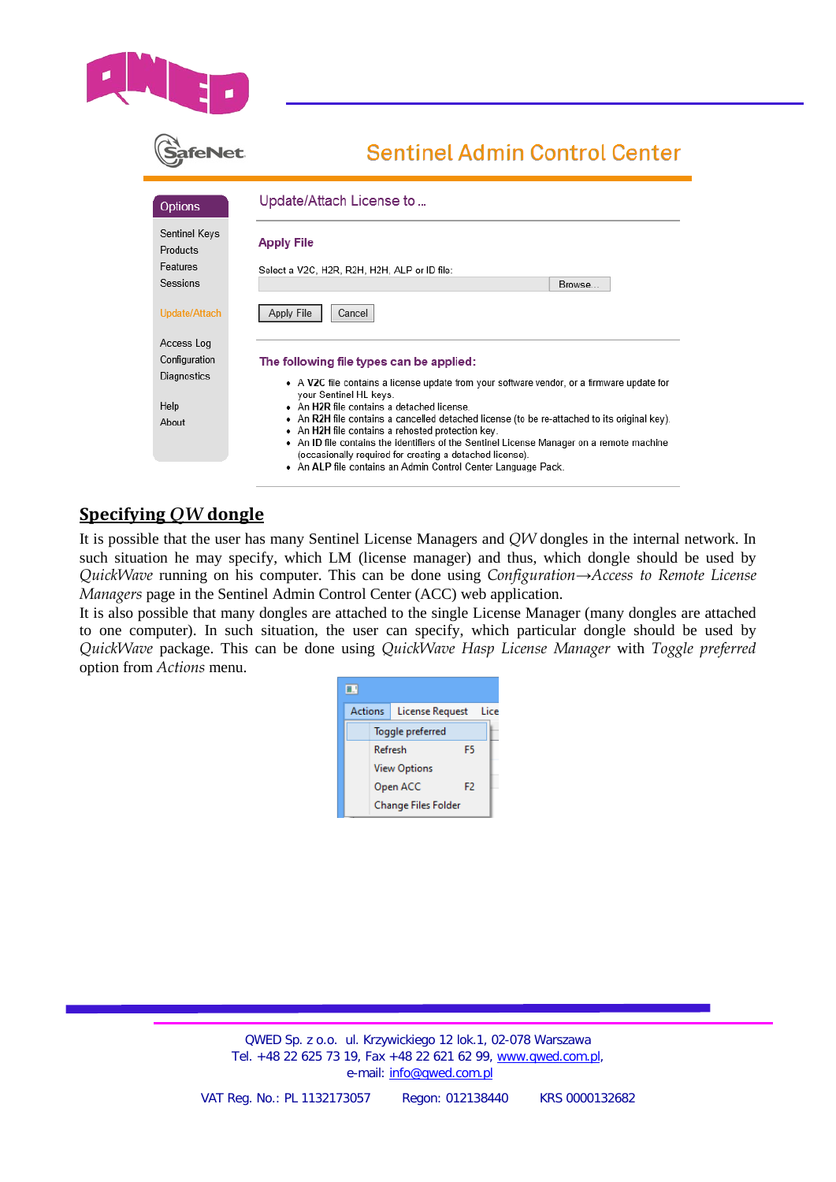## Specifying *QW* dongle

It is possible that the user has many Sentinel License Managers and *QW* dongles in the internal network. In such situation he may specify, which LM (license manager) and thus, which dongle should be used by *QuickWave* running on his computer. This can be done using *Configuration→Access to Remote License Managers* page in the Sentinel Admin Control Center (ACC) web application.

It is also possible that many dongles are attached to the single License Manager (many dongles are attached to one computer). In such situation, the user can specify, which particular dongle should be used by *QuickWave* package. This can be done using *QuickWave Hasp License Manager* with *Toggle preferred* option from *Actions* menu.